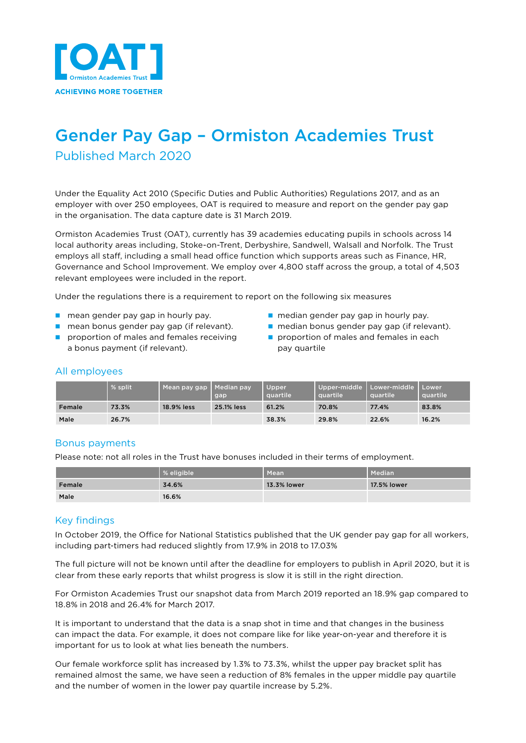[OAT] Ormiston Academies Trust

ACHIEVING MORE TOGETHER

# Gender Pay Gap – Ormiston Academies Trust

## Published March 2020

Under the Equality Act 2010 (Specific Duties and Public Authorities) Regulations 2017, and as an employer with over 250 employees, OAT is required to measure and report on the gender pay gap in the organisation. The data capture date is 31 March 2019.

Ormiston Academies Trust (OAT), currently has 39 academies educating pupils in schools across 14 local authority areas including, Stoke-on-Trent, Derbyshire, Sandwell, Walsall and Norfolk. The Trust employs all staff, including a small head office function which supports areas such as Finance, HR, Governance and School Improvement. We employ over 4,800 staff across the group, a total of 4,503 relevant employees were included in the report.

Under the regulations there is a requirement to report on the following six measures

- mean gender pay gap in hourly pay.
- mean bonus gender pay gap (if relevant).
- proportion of males and females receiving a bonus payment (if relevant).
- median gender pay gap in hourly pay.
- median bonus gender pay gap (if relevant).
- proportion of males and females in each pay quartile

### All employees

| | % split | Mean pay gap | Median pay gap | Upper quartile | Upper-middle quartile | Lower-middle quartile | Lower quartile |
|---|---|---|---|---|---|---|---|
| Female | 73.3% | 18.9% less | 25.1% less | 61.2% | 70.8% | 77.4% | 83.8% |
| Male | 26.7% | | | 38.3% | 29.8% | 22.6% | 16.2% |

### Bonus payments

Please note: not all roles in the Trust have bonuses included in their terms of employment.

| | % eligible | Mean | Median |
|---|---|---|---|
| Female | 34.6% | 13.3% lower | 17.5% lower |
| Male | 16.6% | | |

### Key findings

In October 2019, the Office for National Statistics published that the UK gender pay gap for all workers, including part-timers had reduced slightly from 17.9% in 2018 to 17.03%

The full picture will not be known until after the deadline for employers to publish in April 2020, but it is clear from these early reports that whilst progress is slow it is still in the right direction.

For Ormiston Academies Trust our snapshot data from March 2019 reported an 18.9% gap compared to 18.8% in 2018 and 26.4% for March 2017.

It is important to understand that the data is a snap shot in time and that changes in the business can impact the data. For example, it does not compare like for like year-on-year and therefore it is important for us to look at what lies beneath the numbers.

Our female workforce split has increased by 1.3% to 73.3%, whilst the upper pay bracket split has remained almost the same, we have seen a reduction of 8% females in the upper middle pay quartile and the number of women in the lower pay quartile increase by 5.2%.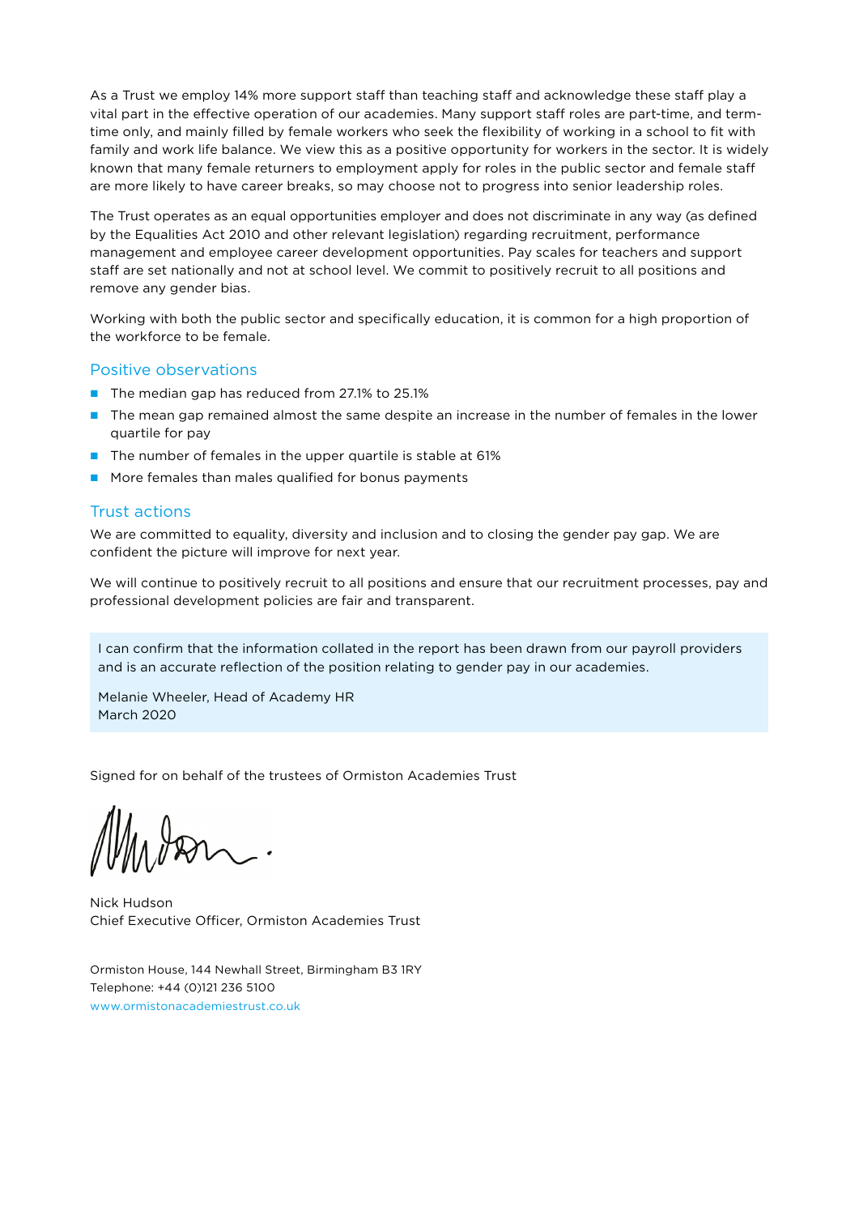As a Trust we employ 14% more support staff than teaching staff and acknowledge these staff play a vital part in the effective operation of our academies. Many support staff roles are part-time, and term-time only, and mainly filled by female workers who seek the flexibility of working in a school to fit with family and work life balance. We view this as a positive opportunity for workers in the sector. It is widely known that many female returners to employment apply for roles in the public sector and female staff are more likely to have career breaks, so may choose not to progress into senior leadership roles.

The Trust operates as an equal opportunities employer and does not discriminate in any way (as defined by the Equalities Act 2010 and other relevant legislation) regarding recruitment, performance management and employee career development opportunities. Pay scales for teachers and support staff are set nationally and not at school level. We commit to positively recruit to all positions and remove any gender bias.

Working with both the public sector and specifically education, it is common for a high proportion of the workforce to be female.

## Positive observations

- The median gap has reduced from 27.1% to 25.1%
- The mean gap remained almost the same despite an increase in the number of females in the lower quartile for pay
- The number of females in the upper quartile is stable at 61%
- More females than males qualified for bonus payments

## Trust actions

We are committed to equality, diversity and inclusion and to closing the gender pay gap. We are confident the picture will improve for next year.

We will continue to positively recruit to all positions and ensure that our recruitment processes, pay and professional development policies are fair and transparent.

> I can confirm that the information collated in the report has been drawn from our payroll providers and is an accurate reflection of the position relating to gender pay in our academies.
>
> Melanie Wheeler, Head of Academy HR
> March 2020

Signed for on behalf of the trustees of Ormiston Academies Trust

Nick Hudson
Chief Executive Officer, Ormiston Academies Trust

Ormiston House, 144 Newhall Street, Birmingham B3 1RY
Telephone: +44 (0)121 236 5100
www.ormistonacademiestrust.co.uk